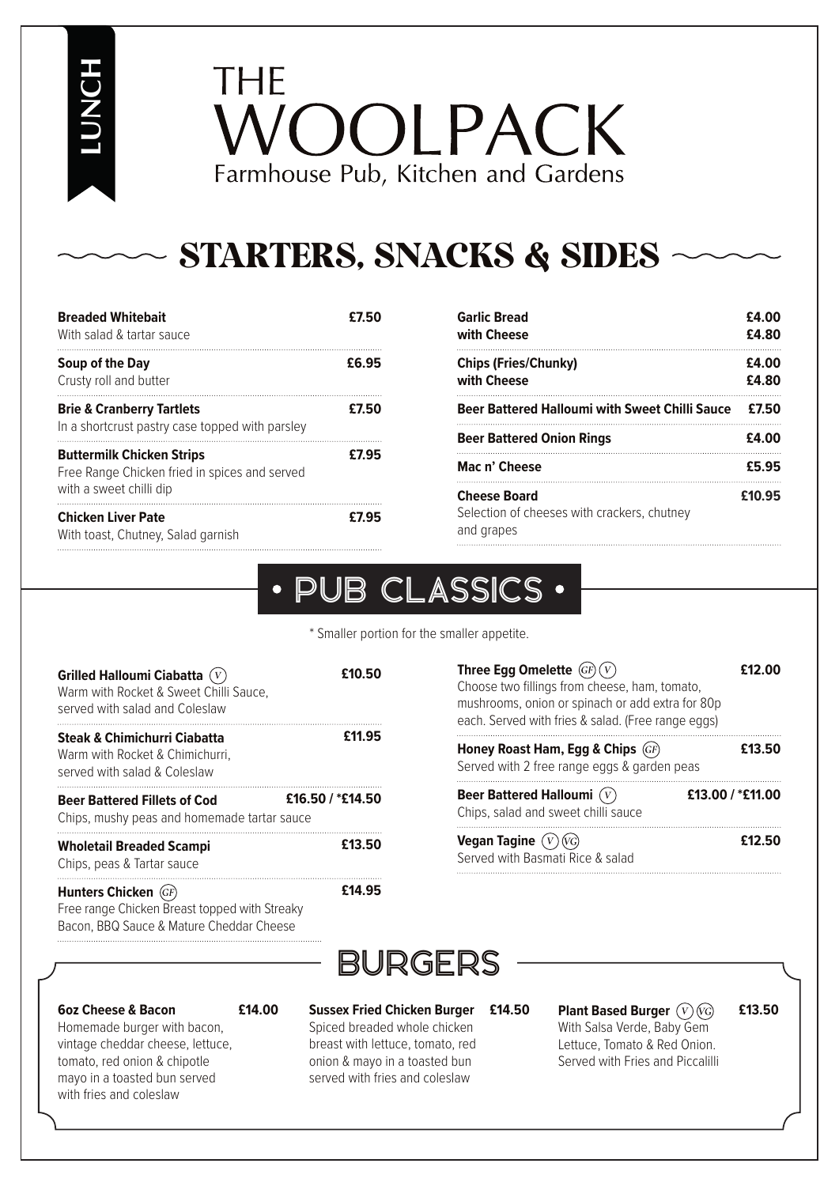LUNCH

# THE WOOLPACK

Farmhouse Pub, Kitchen and Gardens

## STARTERS, SNACKS & SIDES

**Breaded Whitebait** — **£7.50**
With salad & tartar sauce

**Soup of the Day** — **£6.95**
Crusty roll and butter

**Brie & Cranberry Tartlets** — **£7.50**
In a shortcrust pastry case topped with parsley

**Buttermilk Chicken Strips** — **£7.95**
Free Range Chicken fried in spices and served with a sweet chilli dip

**Chicken Liver Pate** — **£7.95**
With toast, Chutney, Salad garnish

**Garlic Bread** — **£4.00**
**with Cheese** — **£4.80**

**Chips (Fries/Chunky)** — **£4.00**
**with Cheese** — **£4.80**

**Beer Battered Halloumi with Sweet Chilli Sauce** — **£7.50**

**Beer Battered Onion Rings** — **£4.00**

**Mac n' Cheese** — **£5.95**

**Cheese Board** — **£10.95**
Selection of cheeses with crackers, chutney and grapes

## • PUB CLASSICS •

\* Smaller portion for the smaller appetite.

**Grilled Halloumi Ciabatta** (V) — **£10.50**
Warm with Rocket & Sweet Chilli Sauce, served with salad and Coleslaw

**Steak & Chimichurri Ciabatta** — **£11.95**
Warm with Rocket & Chimichurri, served with salad & Coleslaw

**Beer Battered Fillets of Cod** — **£16.50 / \*£14.50**
Chips, mushy peas and homemade tartar sauce

**Wholetail Breaded Scampi** — **£13.50**
Chips, peas & Tartar sauce

**Hunters Chicken** (GF) — **£14.95**
Free range Chicken Breast topped with Streaky Bacon, BBQ Sauce & Mature Cheddar Cheese

**Three Egg Omelette** (GF) (V) — **£12.00**
Choose two fillings from cheese, ham, tomato, mushrooms, onion or spinach or add extra for 80p each. Served with fries & salad. (Free range eggs)

**Honey Roast Ham, Egg & Chips** (GF) — **£13.50**
Served with 2 free range eggs & garden peas

**Beer Battered Halloumi** (V) — **£13.00 / \*£11.00**
Chips, salad and sweet chilli sauce

**Vegan Tagine** (V) (VG) — **£12.50**
Served with Basmati Rice & salad

## BURGERS

**6oz Cheese & Bacon** — **£14.00**
Homemade burger with bacon, vintage cheddar cheese, lettuce, tomato, red onion & chipotle mayo in a toasted bun served with fries and coleslaw

**Sussex Fried Chicken Burger** — **£14.50**
Spiced breaded whole chicken breast with lettuce, tomato, red onion & mayo in a toasted bun served with fries and coleslaw

**Plant Based Burger** (V) (VG) — **£13.50**
With Salsa Verde, Baby Gem Lettuce, Tomato & Red Onion. Served with Fries and Piccalilli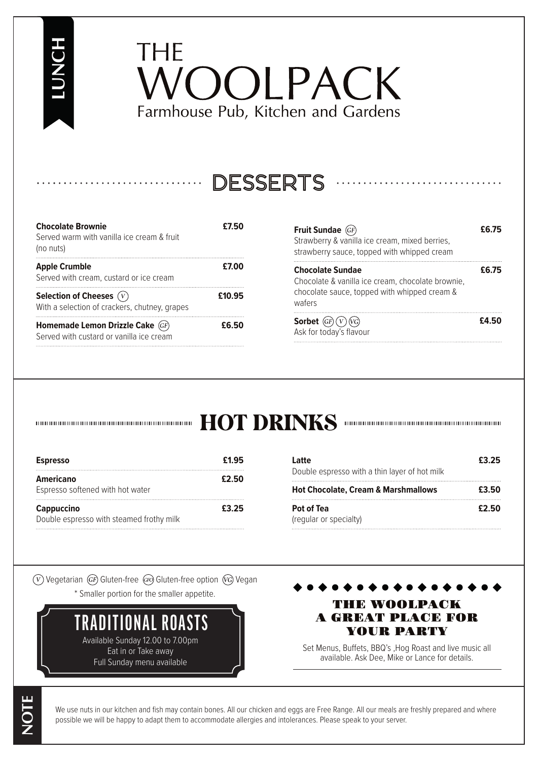LUNCH

# THE WOOLPACK

Farmhouse Pub, Kitchen and Gardens

## DESSERTS

**Chocolate Brownie** — **£7.50**
Served warm with vanilla ice cream & fruit (no nuts)

**Apple Crumble** — **£7.00**
Served with cream, custard or ice cream

**Selection of Cheeses** (V) — **£10.95**
With a selection of crackers, chutney, grapes

**Homemade Lemon Drizzle Cake** (GF) — **£6.50**
Served with custard or vanilla ice cream

**Fruit Sundae** (GF) — **£6.75**
Strawberry & vanilla ice cream, mixed berries, strawberry sauce, topped with whipped cream

**Chocolate Sundae** — **£6.75**
Chocolate & vanilla ice cream, chocolate brownie, chocolate sauce, topped with whipped cream & wafers

**Sorbet** (GF) (V) (VG) — **£4.50**
Ask for today's flavour

## HOT DRINKS

**Espresso** — **£1.95**

**Americano** — **£2.50**
Espresso softened with hot water

**Cappuccino** — **£3.25**
Double espresso with steamed frothy milk

**Latte** — **£3.25**
Double espresso with a thin layer of hot milk

**Hot Chocolate, Cream & Marshmallows** — **£3.50**

**Pot of Tea** — **£2.50**
(regular or specialty)

(V) Vegetarian (GF) Gluten-free (GFO) Gluten-free option (VG) Vegan

\* Smaller portion for the smaller appetite.

### TRADITIONAL ROASTS

Available Sunday 12.00 to 7.00pm
Eat in or Take away
Full Sunday menu available

### THE WOOLPACK A GREAT PLACE FOR YOUR PARTY

Set Menus, Buffets, BBQ's ,Hog Roast and live music all available. Ask Dee, Mike or Lance for details.

**NOTE**

We use nuts in our kitchen and fish may contain bones. All our chicken and eggs are Free Range. All our meals are freshly prepared and where possible we will be happy to adapt them to accommodate allergies and intolerances. Please speak to your server.